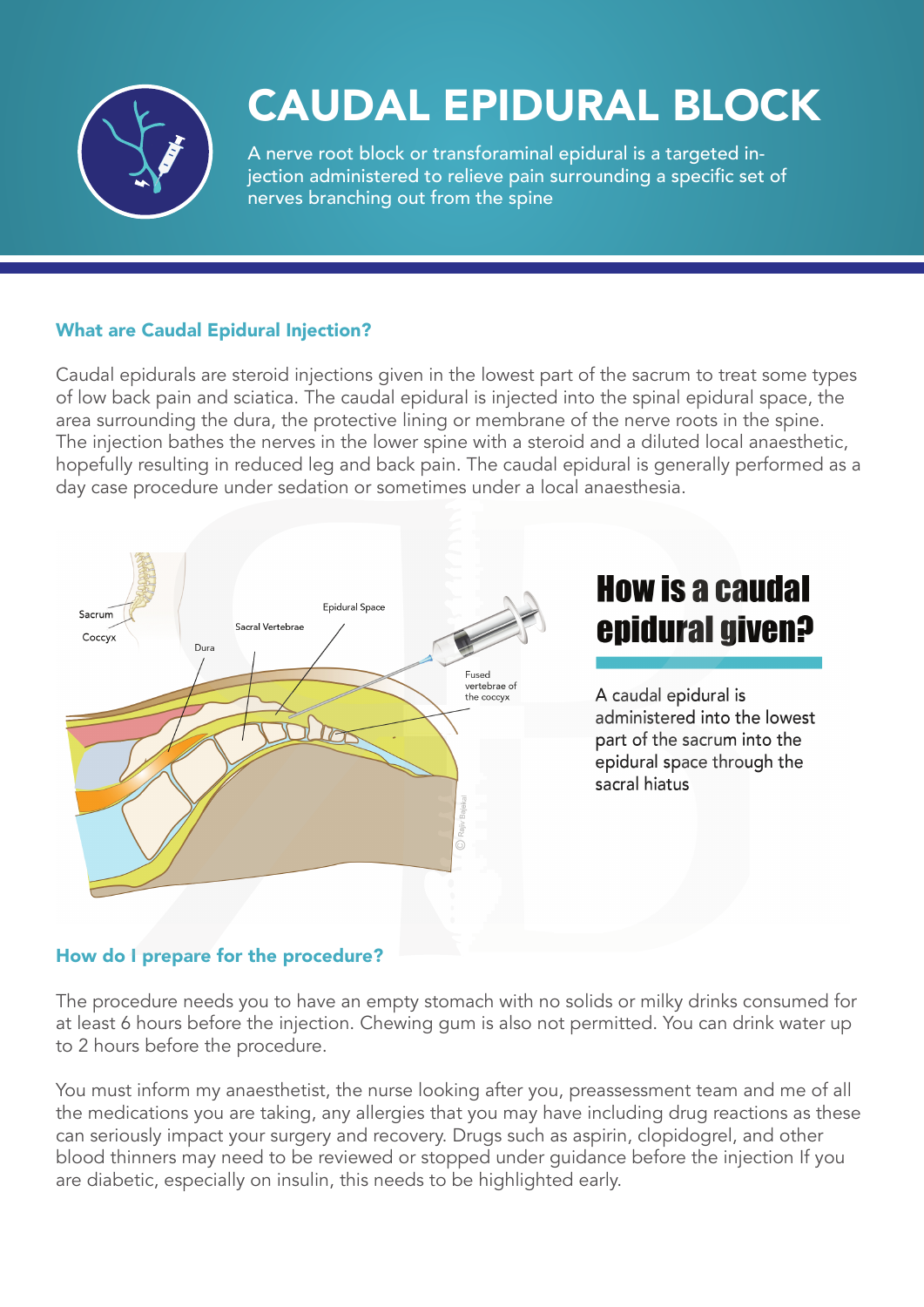# CAUDAL EPIDURAL BLOCK

A nerve root block or transforaminal epidural is a targeted injection administered to relieve pain surrounding a specific set of nerves branching out from the spine

### What are Caudal Epidural Injection?

Caudal epidurals are steroid injections given in the lowest part of the sacrum to treat some types of low back pain and sciatica. The caudal epidural is injected into the spinal epidural space, the area surrounding the dura, the protective lining or membrane of the nerve roots in the spine. The injection bathes the nerves in the lower spine with a steroid and a diluted local anaesthetic, hopefully resulting in reduced leg and back pain. The caudal epidural is generally performed as a day case procedure under sedation or sometimes under a local anaesthesia.

## How is a caudal epidural given?

A caudal epidural is administered into the lowest part of the sacrum into the epidural space through the sacral hiatus

### How do I prepare for the procedure?

The procedure needs you to have an empty stomach with no solids or milky drinks consumed for at least 6 hours before the injection. Chewing gum is also not permitted. You can drink water up to 2 hours before the procedure.

You must inform my anaesthetist, the nurse looking after you, preassessment team and me of all the medications you are taking, any allergies that you may have including drug reactions as these can seriously impact your surgery and recovery. Drugs such as aspirin, clopidogrel, and other blood thinners may need to be reviewed or stopped under guidance before the injection If you are diabetic, especially on insulin, this needs to be highlighted early.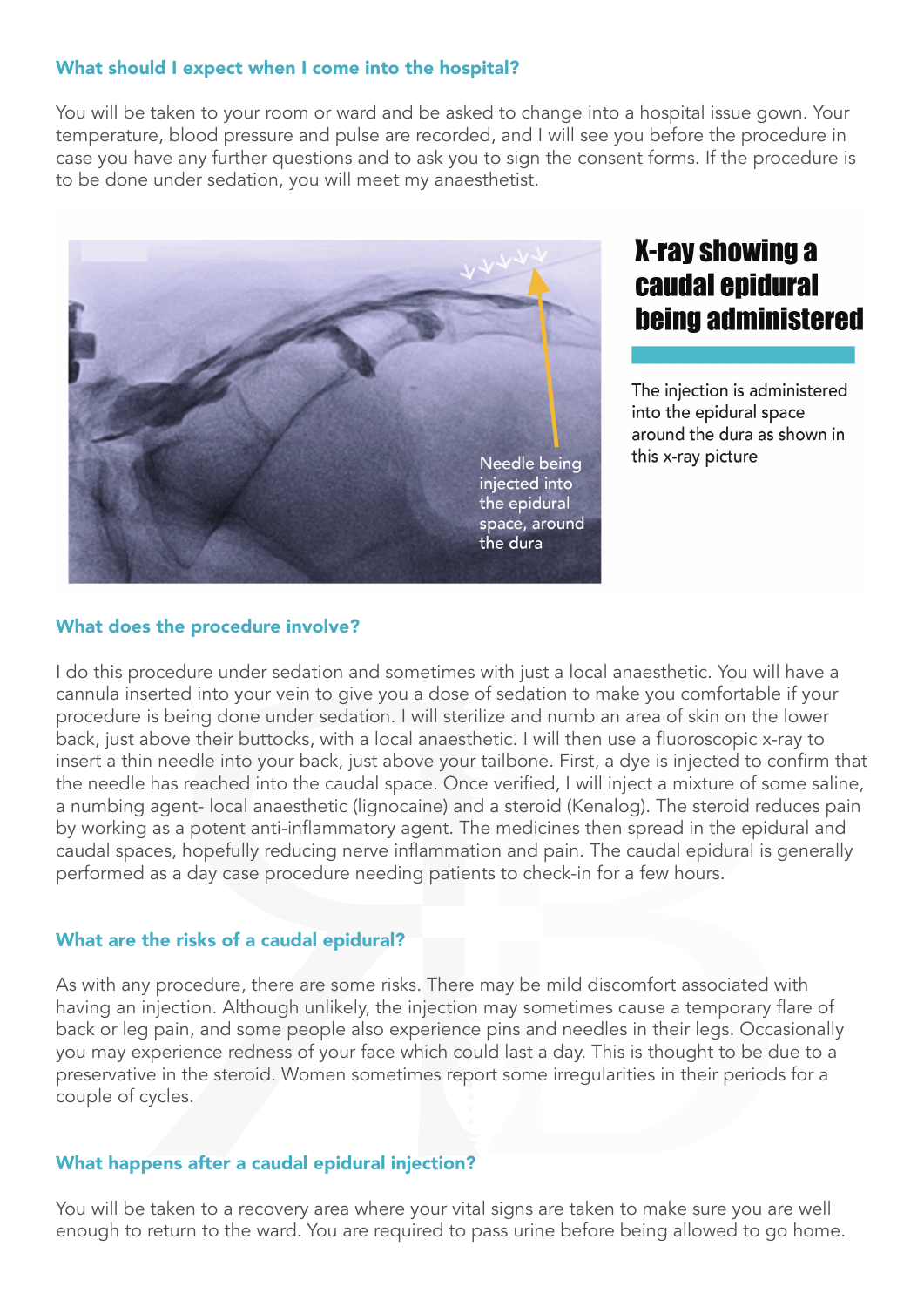## What should I expect when I come into the hospital?

You will be taken to your room or ward and be asked to change into a hospital issue gown. Your temperature, blood pressure and pulse are recorded, and I will see you before the procedure in case you have any further questions and to ask you to sign the consent forms. If the procedure is to be done under sedation, you will meet my anaesthetist.

Needle being injected into the epidural space, around the dura

## X-ray showing a caudal epidural being administered

The injection is administered into the epidural space around the dura as shown in this x-ray picture

## What does the procedure involve?

I do this procedure under sedation and sometimes with just a local anaesthetic. You will have a cannula inserted into your vein to give you a dose of sedation to make you comfortable if your procedure is being done under sedation. I will sterilize and numb an area of skin on the lower back, just above their buttocks, with a local anaesthetic. I will then use a fluoroscopic x-ray to insert a thin needle into your back, just above your tailbone. First, a dye is injected to confirm that the needle has reached into the caudal space. Once verified, I will inject a mixture of some saline, a numbing agent- local anaesthetic (lignocaine) and a steroid (Kenalog). The steroid reduces pain by working as a potent anti-inflammatory agent. The medicines then spread in the epidural and caudal spaces, hopefully reducing nerve inflammation and pain. The caudal epidural is generally performed as a day case procedure needing patients to check-in for a few hours.

## What are the risks of a caudal epidural?

As with any procedure, there are some risks. There may be mild discomfort associated with having an injection. Although unlikely, the injection may sometimes cause a temporary flare of back or leg pain, and some people also experience pins and needles in their legs. Occasionally you may experience redness of your face which could last a day. This is thought to be due to a preservative in the steroid. Women sometimes report some irregularities in their periods for a couple of cycles.

## What happens after a caudal epidural injection?

You will be taken to a recovery area where your vital signs are taken to make sure you are well enough to return to the ward. You are required to pass urine before being allowed to go home.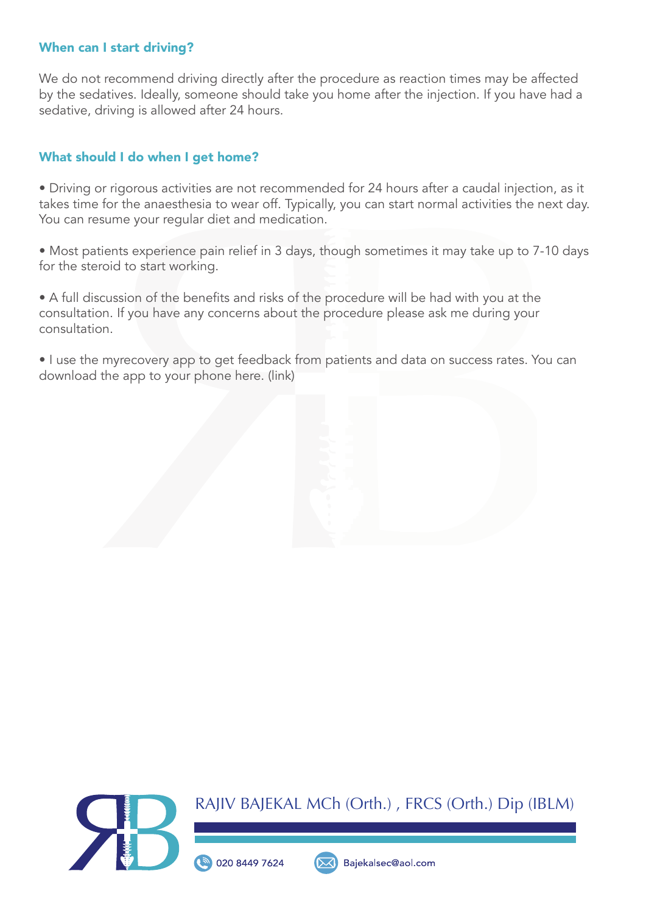## When can I start driving?

We do not recommend driving directly after the procedure as reaction times may be affected by the sedatives. Ideally, someone should take you home after the injection. If you have had a sedative, driving is allowed after 24 hours.

## What should I do when I get home?

- Driving or rigorous activities are not recommended for 24 hours after a caudal injection, as it takes time for the anaesthesia to wear off. Typically, you can start normal activities the next day. You can resume your regular diet and medication.

- Most patients experience pain relief in 3 days, though sometimes it may take up to 7-10 days for the steroid to start working.

- A full discussion of the benefits and risks of the procedure will be had with you at the consultation. If you have any concerns about the procedure please ask me during your consultation.

- I use the myrecovery app to get feedback from patients and data on success rates. You can download the app to your phone here. (link)